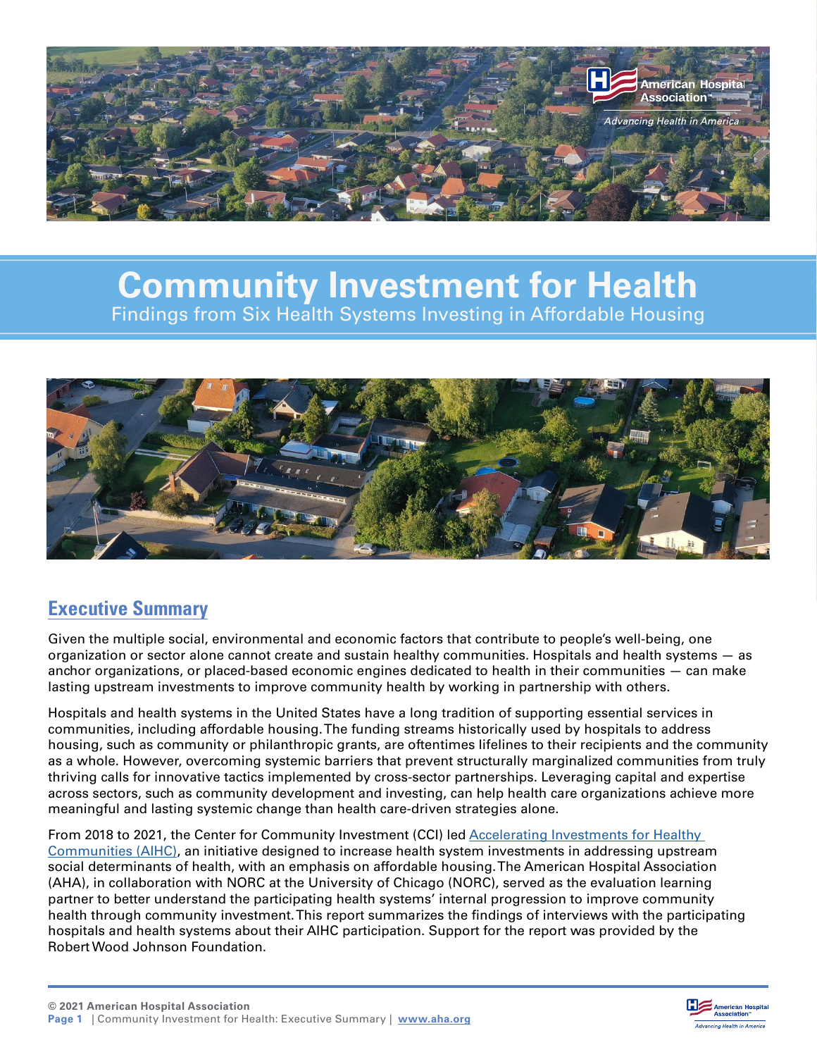# Community Investment for Health

Findings from Six Health Systems Investing in Affordable Housing

## Executive Summary

Given the multiple social, environmental and economic factors that contribute to people's well-being, one organization or sector alone cannot create and sustain healthy communities. Hospitals and health systems — as anchor organizations, or placed-based economic engines dedicated to health in their communities — can make lasting upstream investments to improve community health by working in partnership with others.

Hospitals and health systems in the United States have a long tradition of supporting essential services in communities, including affordable housing. The funding streams historically used by hospitals to address housing, such as community or philanthropic grants, are oftentimes lifelines to their recipients and the community as a whole. However, overcoming systemic barriers that prevent structurally marginalized communities from truly thriving calls for innovative tactics implemented by cross-sector partnerships. Leveraging capital and expertise across sectors, such as community development and investing, can help health care organizations achieve more meaningful and lasting systemic change than health care-driven strategies alone.

From 2018 to 2021, the Center for Community Investment (CCI) led [Accelerating Investments for Healthy Communities (AIHC)](), an initiative designed to increase health system investments in addressing upstream social determinants of health, with an emphasis on affordable housing. The American Hospital Association (AHA), in collaboration with NORC at the University of Chicago (NORC), served as the evaluation learning partner to better understand the participating health systems' internal progression to improve community health through community investment. This report summarizes the findings of interviews with the participating hospitals and health systems about their AIHC participation. Support for the report was provided by the Robert Wood Johnson Foundation.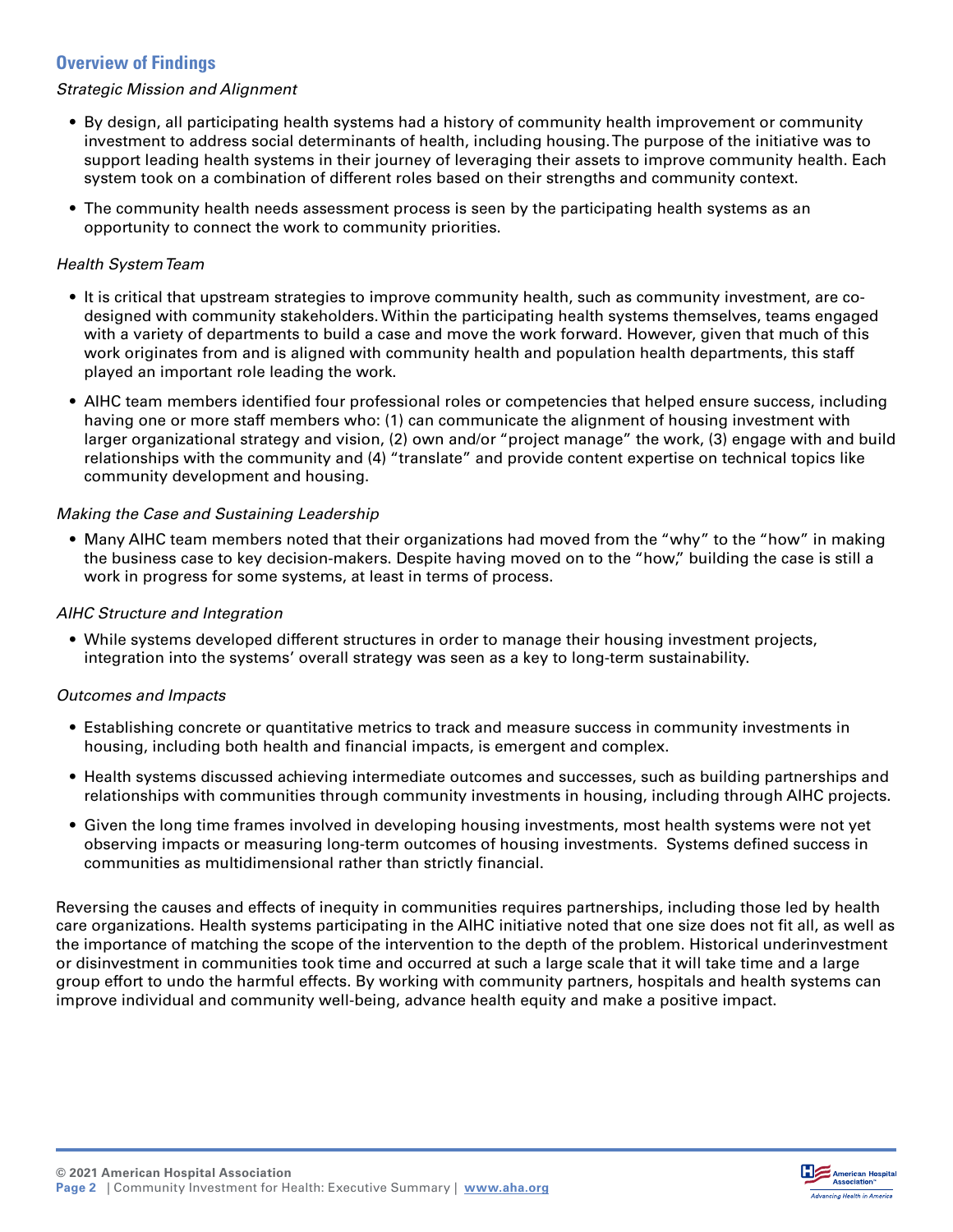## Overview of Findings

*Strategic Mission and Alignment*

- By design, all participating health systems had a history of community health improvement or community investment to address social determinants of health, including housing. The purpose of the initiative was to support leading health systems in their journey of leveraging their assets to improve community health. Each system took on a combination of different roles based on their strengths and community context.
- The community health needs assessment process is seen by the participating health systems as an opportunity to connect the work to community priorities.

*Health System Team*

- It is critical that upstream strategies to improve community health, such as community investment, are co-designed with community stakeholders. Within the participating health systems themselves, teams engaged with a variety of departments to build a case and move the work forward. However, given that much of this work originates from and is aligned with community health and population health departments, this staff played an important role leading the work.
- AIHC team members identified four professional roles or competencies that helped ensure success, including having one or more staff members who: (1) can communicate the alignment of housing investment with larger organizational strategy and vision, (2) own and/or "project manage" the work, (3) engage with and build relationships with the community and (4) "translate" and provide content expertise on technical topics like community development and housing.

*Making the Case and Sustaining Leadership*

- Many AIHC team members noted that their organizations had moved from the "why" to the "how" in making the business case to key decision-makers. Despite having moved on to the "how," building the case is still a work in progress for some systems, at least in terms of process.

*AIHC Structure and Integration*

- While systems developed different structures in order to manage their housing investment projects, integration into the systems' overall strategy was seen as a key to long-term sustainability.

*Outcomes and Impacts*

- Establishing concrete or quantitative metrics to track and measure success in community investments in housing, including both health and financial impacts, is emergent and complex.
- Health systems discussed achieving intermediate outcomes and successes, such as building partnerships and relationships with communities through community investments in housing, including through AIHC projects.
- Given the long time frames involved in developing housing investments, most health systems were not yet observing impacts or measuring long-term outcomes of housing investments. Systems defined success in communities as multidimensional rather than strictly financial.

Reversing the causes and effects of inequity in communities requires partnerships, including those led by health care organizations. Health systems participating in the AIHC initiative noted that one size does not fit all, as well as the importance of matching the scope of the intervention to the depth of the problem. Historical underinvestment or disinvestment in communities took time and occurred at such a large scale that it will take time and a large group effort to undo the harmful effects. By working with community partners, hospitals and health systems can improve individual and community well-being, advance health equity and make a positive impact.